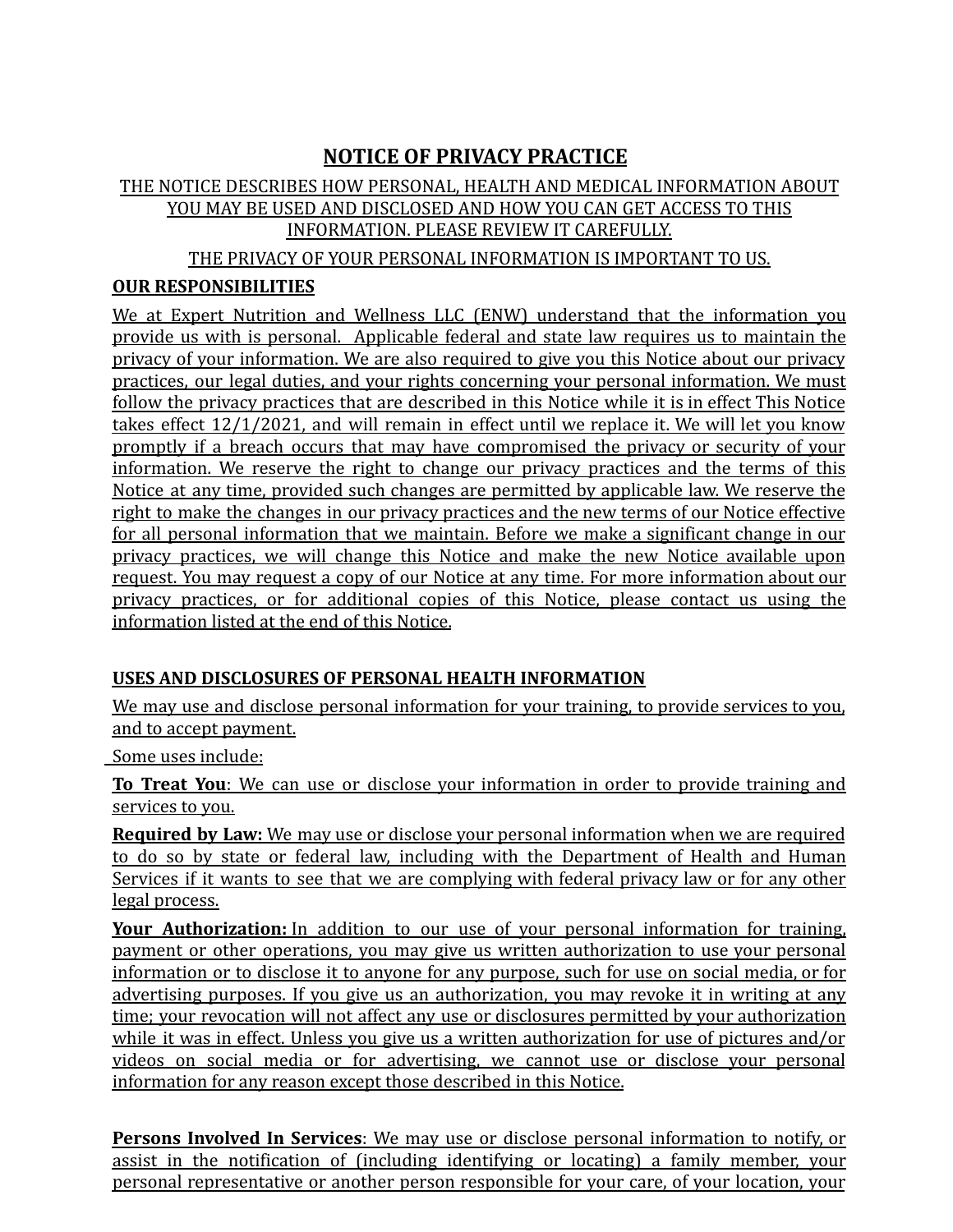# NOTICE OF PRIVACY PRACTICE

THE NOTICE DESCRIBES HOW PERSONAL, HEALTH AND MEDICAL INFORMATION ABOUT YOU MAY BE USED AND DISCLOSED AND HOW YOU CAN GET ACCESS TO THIS INFORMATION. PLEASE REVIEW IT CAREFULLY.

THE PRIVACY OF YOUR PERSONAL INFORMATION IS IMPORTANT TO US.

## OUR RESPONSIBILITIES

We at Expert Nutrition and Wellness LLC (ENW) understand that the information you provide us with is personal. Applicable federal and state law requires us to maintain the privacy of your information. We are also required to give you this Notice about our privacy practices, our legal duties, and your rights concerning your personal information. We must follow the privacy practices that are described in this Notice while it is in effect This Notice takes effect 12/1/2021, and will remain in effect until we replace it. We will let you know promptly if a breach occurs that may have compromised the privacy or security of your information. We reserve the right to change our privacy practices and the terms of this Notice at any time, provided such changes are permitted by applicable law. We reserve the right to make the changes in our privacy practices and the new terms of our Notice effective for all personal information that we maintain. Before we make a significant change in our privacy practices, we will change this Notice and make the new Notice available upon request. You may request a copy of our Notice at any time. For more information about our privacy practices, or for additional copies of this Notice, please contact us using the information listed at the end of this Notice.

## USES AND DISCLOSURES OF PERSONAL HEALTH INFORMATION

We may use and disclose personal information for your training, to provide services to you, and to accept payment.

Some uses include:

**To Treat You**: We can use or disclose your information in order to provide training and services to you.

**Required by Law:** We may use or disclose your personal information when we are required to do so by state or federal law, including with the Department of Health and Human Services if it wants to see that we are complying with federal privacy law or for any other legal process.

**Your Authorization:** In addition to our use of your personal information for training, payment or other operations, you may give us written authorization to use your personal information or to disclose it to anyone for any purpose, such for use on social media, or for advertising purposes. If you give us an authorization, you may revoke it in writing at any time; your revocation will not affect any use or disclosures permitted by your authorization while it was in effect. Unless you give us a written authorization for use of pictures and/or videos on social media or for advertising, we cannot use or disclose your personal information for any reason except those described in this Notice.

**Persons Involved In Services**: We may use or disclose personal information to notify, or assist in the notification of (including identifying or locating) a family member, your personal representative or another person responsible for your care, of your location, your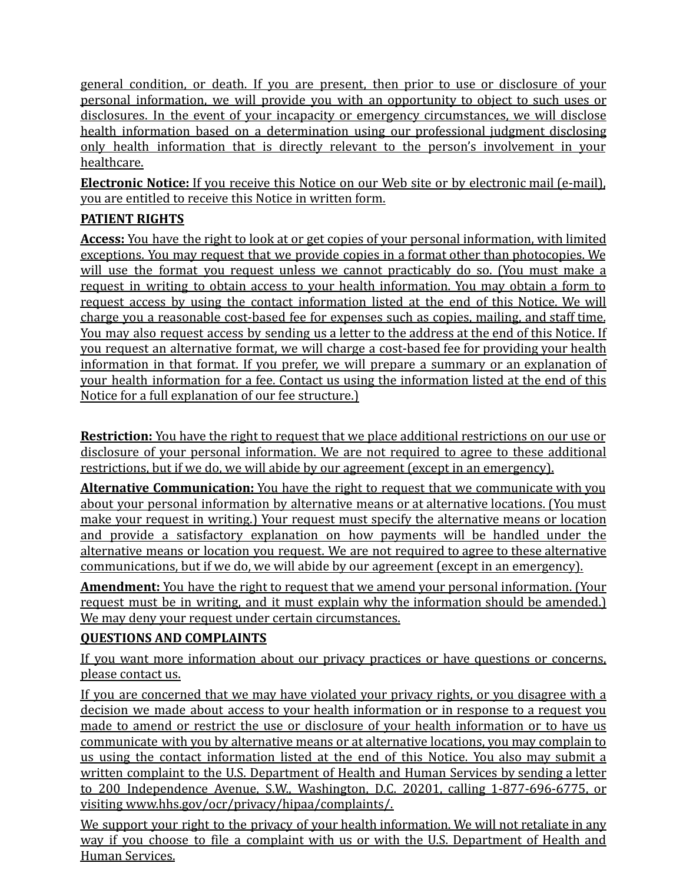general condition, or death. If you are present, then prior to use or disclosure of your personal information, we will provide you with an opportunity to object to such uses or disclosures. In the event of your incapacity or emergency circumstances, we will disclose health information based on a determination using our professional judgment disclosing only health information that is directly relevant to the person's involvement in your healthcare.

**Electronic Notice:** If you receive this Notice on our Web site or by electronic mail (e-mail), you are entitled to receive this Notice in written form.

**PATIENT RIGHTS**

**Access:** You have the right to look at or get copies of your personal information, with limited exceptions. You may request that we provide copies in a format other than photocopies. We will use the format you request unless we cannot practicably do so. (You must make a request in writing to obtain access to your health information. You may obtain a form to request access by using the contact information listed at the end of this Notice. We will charge you a reasonable cost-based fee for expenses such as copies, mailing, and staff time. You may also request access by sending us a letter to the address at the end of this Notice. If you request an alternative format, we will charge a cost-based fee for providing your health information in that format. If you prefer, we will prepare a summary or an explanation of your health information for a fee. Contact us using the information listed at the end of this Notice for a full explanation of our fee structure.)

**Restriction:** You have the right to request that we place additional restrictions on our use or disclosure of your personal information. We are not required to agree to these additional restrictions, but if we do, we will abide by our agreement (except in an emergency).

**Alternative Communication:** You have the right to request that we communicate with you about your personal information by alternative means or at alternative locations. (You must make your request in writing.) Your request must specify the alternative means or location and provide a satisfactory explanation on how payments will be handled under the alternative means or location you request. We are not required to agree to these alternative communications, but if we do, we will abide by our agreement (except in an emergency).

**Amendment:** You have the right to request that we amend your personal information. (Your request must be in writing, and it must explain why the information should be amended.) We may deny your request under certain circumstances.

**QUESTIONS AND COMPLAINTS**

If you want more information about our privacy practices or have questions or concerns, please contact us.

If you are concerned that we may have violated your privacy rights, or you disagree with a decision we made about access to your health information or in response to a request you made to amend or restrict the use or disclosure of your health information or to have us communicate with you by alternative means or at alternative locations, you may complain to us using the contact information listed at the end of this Notice. You also may submit a written complaint to the U.S. Department of Health and Human Services by sending a letter to 200 Independence Avenue, S.W., Washington, D.C. 20201, calling 1-877-696-6775, or visiting www.hhs.gov/ocr/privacy/hipaa/complaints/.

We support your right to the privacy of your health information. We will not retaliate in any way if you choose to file a complaint with us or with the U.S. Department of Health and Human Services.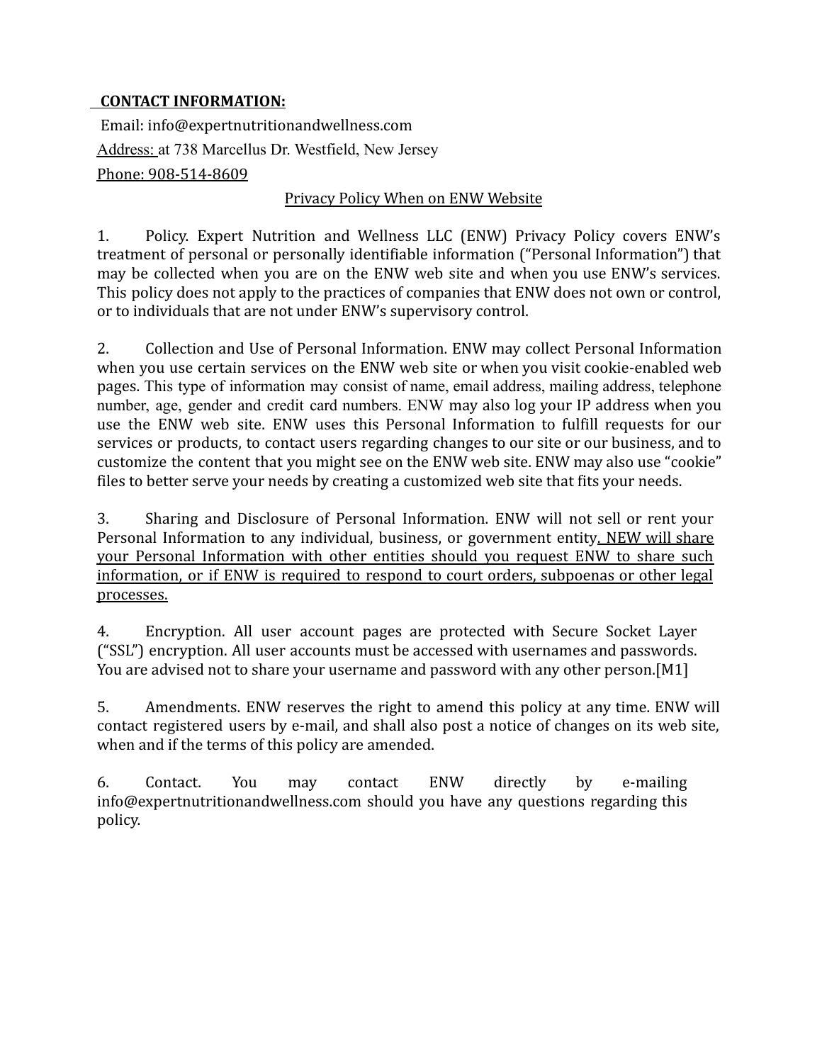**CONTACT INFORMATION:**

Email: info@expertnutritionandwellness.com

Address: at 738 Marcellus Dr. Westfield, New Jersey

Phone: 908-514-8609

Privacy Policy When on ENW Website

1. Policy. Expert Nutrition and Wellness LLC (ENW) Privacy Policy covers ENW's treatment of personal or personally identifiable information ("Personal Information") that may be collected when you are on the ENW web site and when you use ENW's services. This policy does not apply to the practices of companies that ENW does not own or control, or to individuals that are not under ENW's supervisory control.

2. Collection and Use of Personal Information. ENW may collect Personal Information when you use certain services on the ENW web site or when you visit cookie-enabled web pages. This type of information may consist of name, email address, mailing address, telephone number, age, gender and credit card numbers. ENW may also log your IP address when you use the ENW web site. ENW uses this Personal Information to fulfill requests for our services or products, to contact users regarding changes to our site or our business, and to customize the content that you might see on the ENW web site. ENW may also use "cookie" files to better serve your needs by creating a customized web site that fits your needs.

3. Sharing and Disclosure of Personal Information. ENW will not sell or rent your Personal Information to any individual, business, or government entity. NEW will share your Personal Information with other entities should you request ENW to share such information, or if ENW is required to respond to court orders, subpoenas or other legal processes.

4. Encryption. All user account pages are protected with Secure Socket Layer ("SSL") encryption. All user accounts must be accessed with usernames and passwords. You are advised not to share your username and password with any other person.[M1]

5. Amendments. ENW reserves the right to amend this policy at any time. ENW will contact registered users by e-mail, and shall also post a notice of changes on its web site, when and if the terms of this policy are amended.

6. Contact. You may contact ENW directly by e-mailing info@expertnutritionandwellness.com should you have any questions regarding this policy.